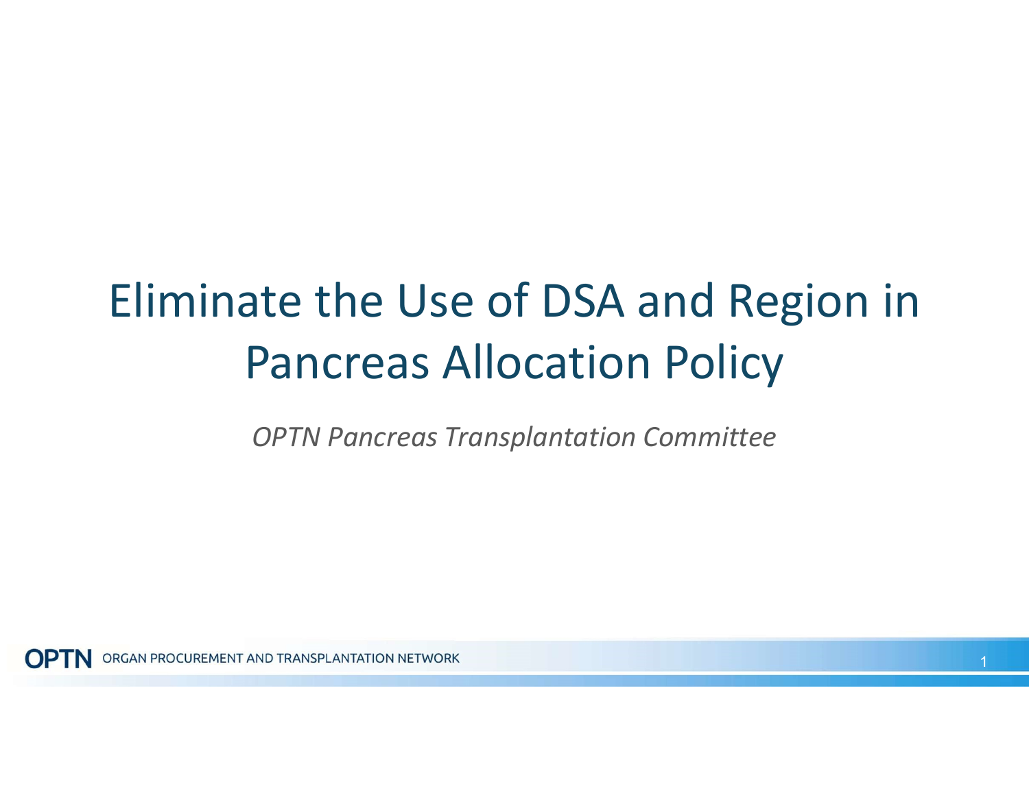# Eliminate the Use of DSA and Region in Pancreas Allocation Policy

*OPTN Pancreas Transplantation Committee*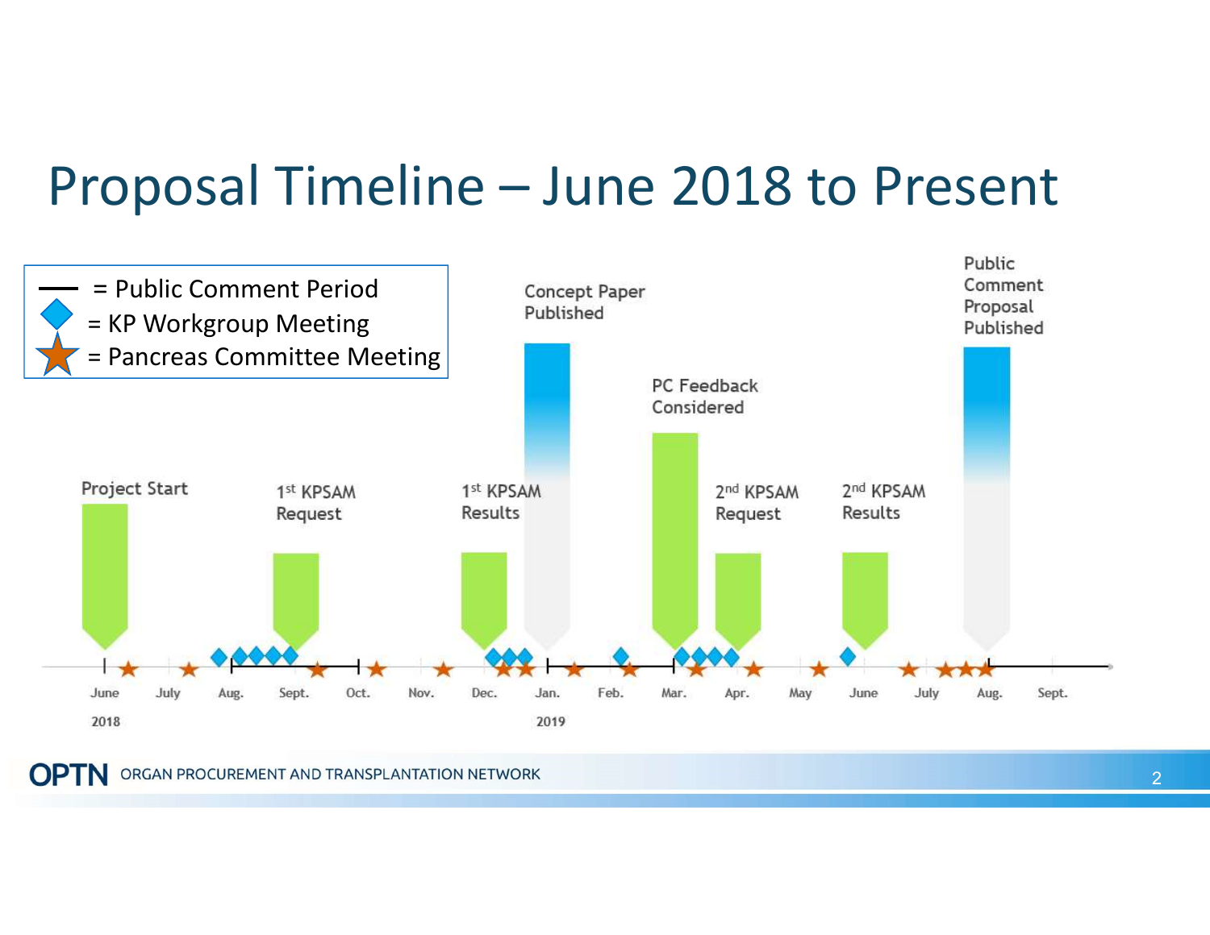# Proposal Timeline – June 2018 to Present

— = Public Comment Period
◆ = KP Workgroup Meeting
★ = Pancreas Committee Meeting

Project Start

1st KPSAM Request

1st KPSAM Results

Concept Paper Published

PC Feedback Considered

2nd KPSAM Request

2nd KPSAM Results

Public Comment Proposal Published

June 2018 | July | Aug. | Sept. | Oct. | Nov. | Dec. | Jan. 2019 | Feb. | Mar. | Apr. | May | June | July | Aug. | Sept.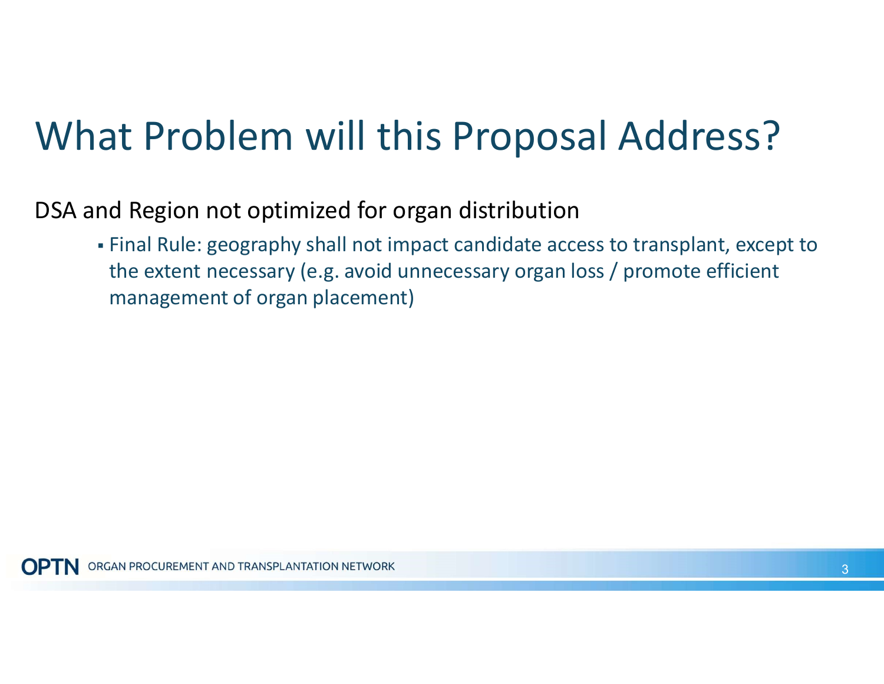# What Problem will this Proposal Address?

DSA and Region not optimized for organ distribution

- Final Rule: geography shall not impact candidate access to transplant, except to the extent necessary (e.g. avoid unnecessary organ loss / promote efficient management of organ placement)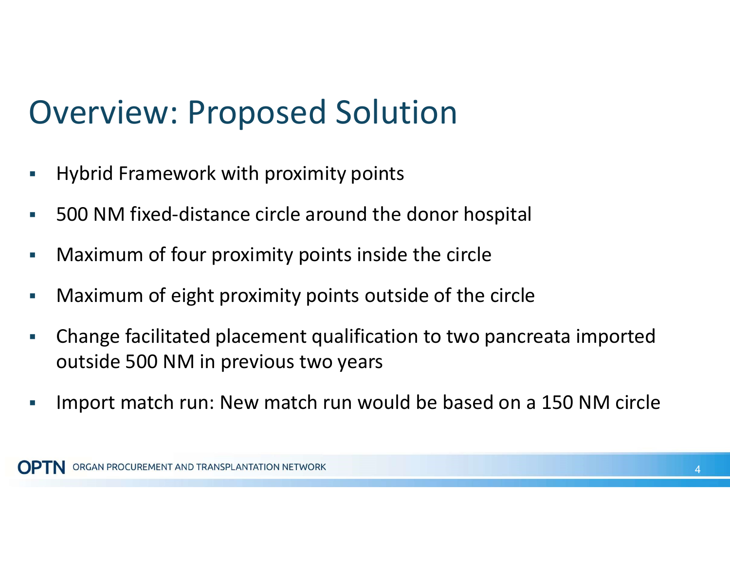# Overview: Proposed Solution

- Hybrid Framework with proximity points
- 500 NM fixed-distance circle around the donor hospital
- Maximum of four proximity points inside the circle
- Maximum of eight proximity points outside of the circle
- Change facilitated placement qualification to two pancreata imported outside 500 NM in previous two years
- Import match run: New match run would be based on a 150 NM circle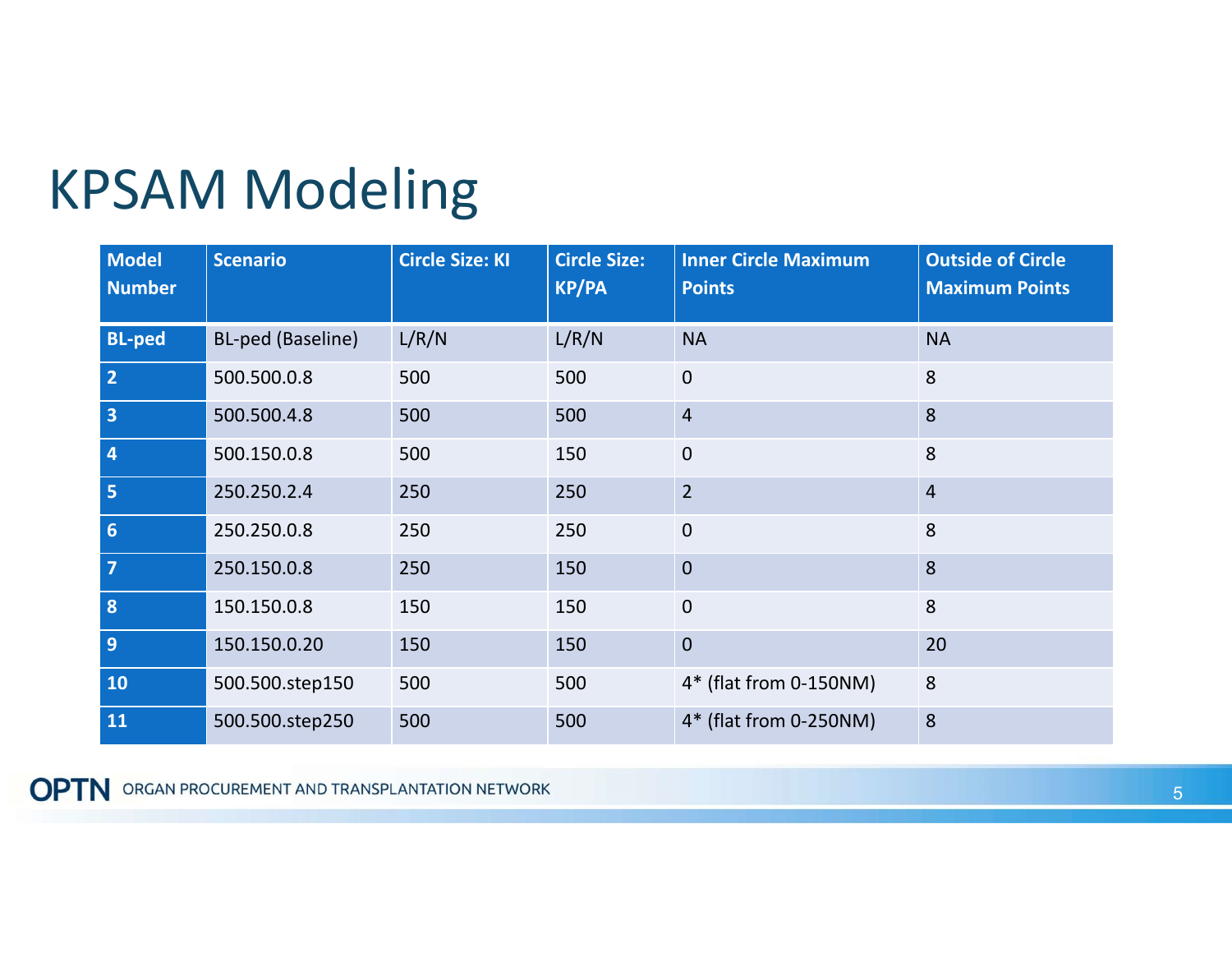# KPSAM Modeling

| Model Number | Scenario | Circle Size: KI | Circle Size: KP/PA | Inner Circle Maximum Points | Outside of Circle Maximum Points |
|---|---|---|---|---|---|
| **BL-ped** | BL-ped (Baseline) | L/R/N | L/R/N | NA | NA |
| **2** | 500.500.0.8 | 500 | 500 | 0 | 8 |
| **3** | 500.500.4.8 | 500 | 500 | 4 | 8 |
| **4** | 500.150.0.8 | 500 | 150 | 0 | 8 |
| **5** | 250.250.2.4 | 250 | 250 | 2 | 4 |
| **6** | 250.250.0.8 | 250 | 250 | 0 | 8 |
| **7** | 250.150.0.8 | 250 | 150 | 0 | 8 |
| **8** | 150.150.0.8 | 150 | 150 | 0 | 8 |
| **9** | 150.150.0.20 | 150 | 150 | 0 | 20 |
| **10** | 500.500.step150 | 500 | 500 | 4* (flat from 0-150NM) | 8 |
| **11** | 500.500.step250 | 500 | 500 | 4* (flat from 0-250NM) | 8 |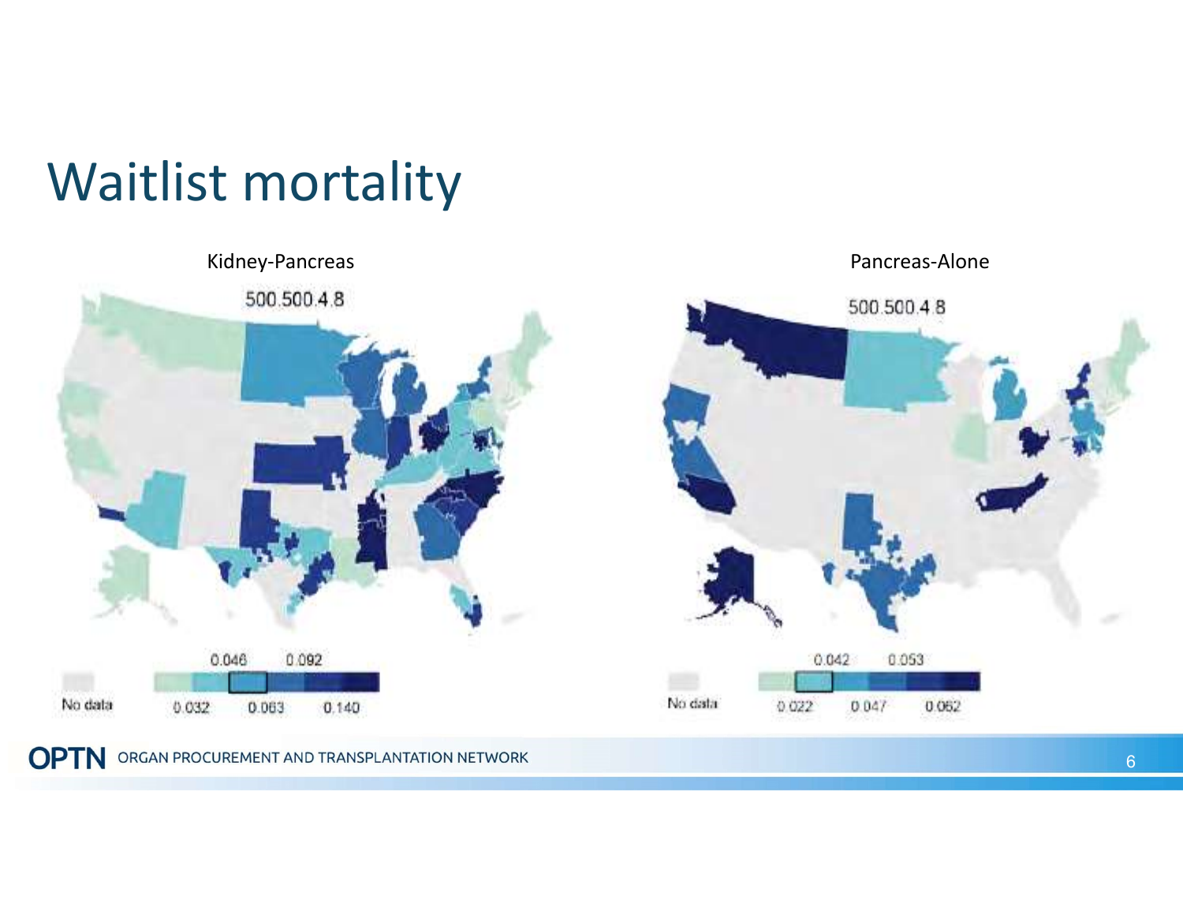# Waitlist mortality

Kidney-Pancreas

500.500.4.8

0.046 0.092

No data 0.032 0.063 0.140

Pancreas-Alone

500.500.4.8

0.042 0.053

No data 0.022 0.047 0.062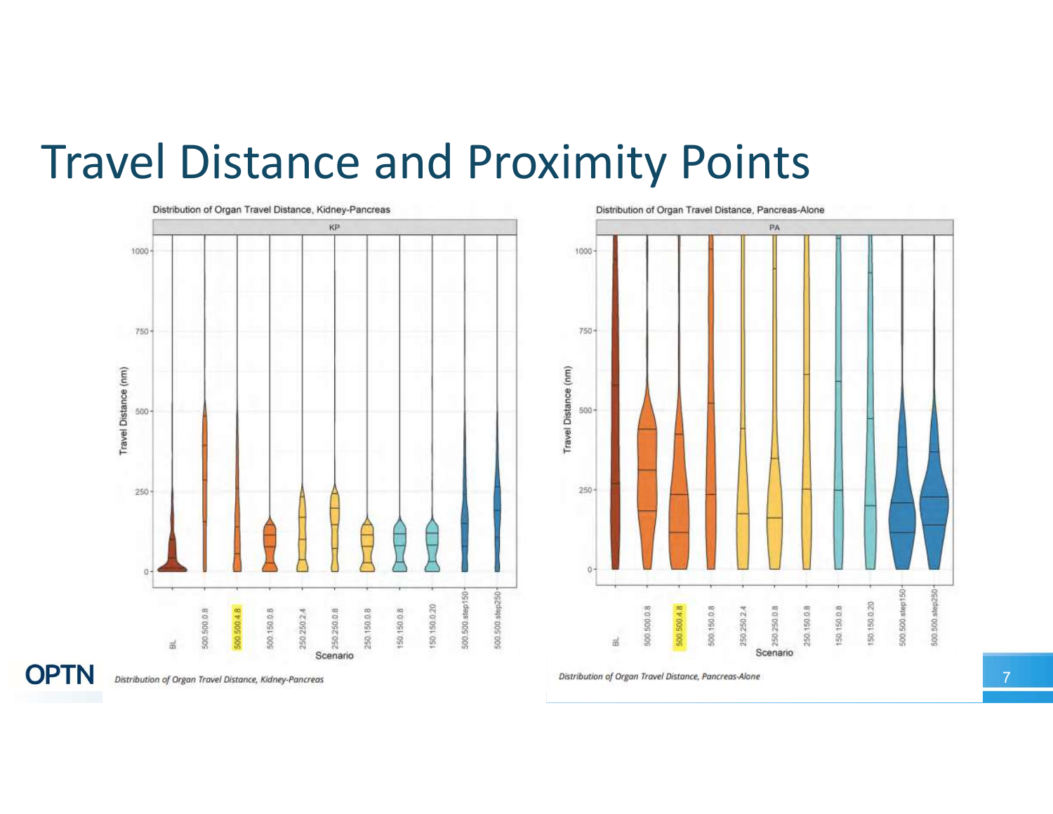# Travel Distance and Proximity Points

Distribution of Organ Travel Distance, Kidney-Pancreas

Distribution of Organ Travel Distance, Pancreas-Alone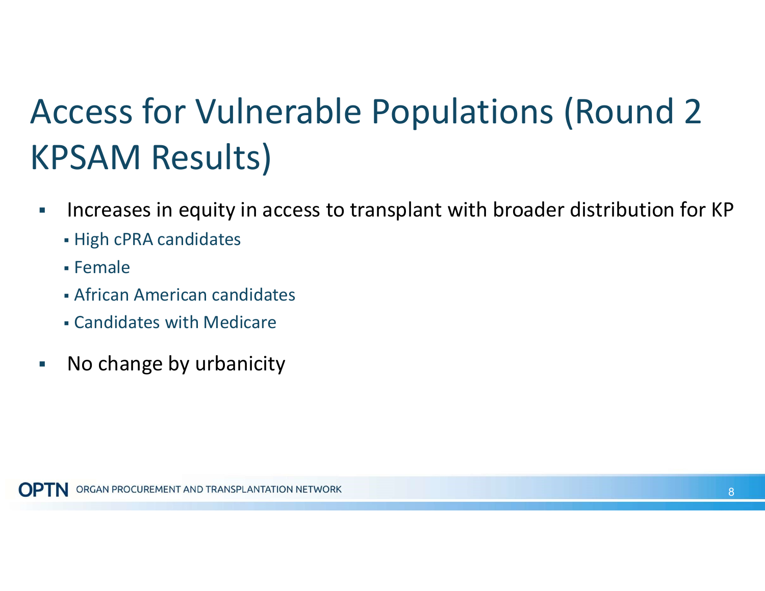# Access for Vulnerable Populations (Round 2 KPSAM Results)

- Increases in equity in access to transplant with broader distribution for KP
  - High cPRA candidates
  - Female
  - African American candidates
  - Candidates with Medicare
- No change by urbanicity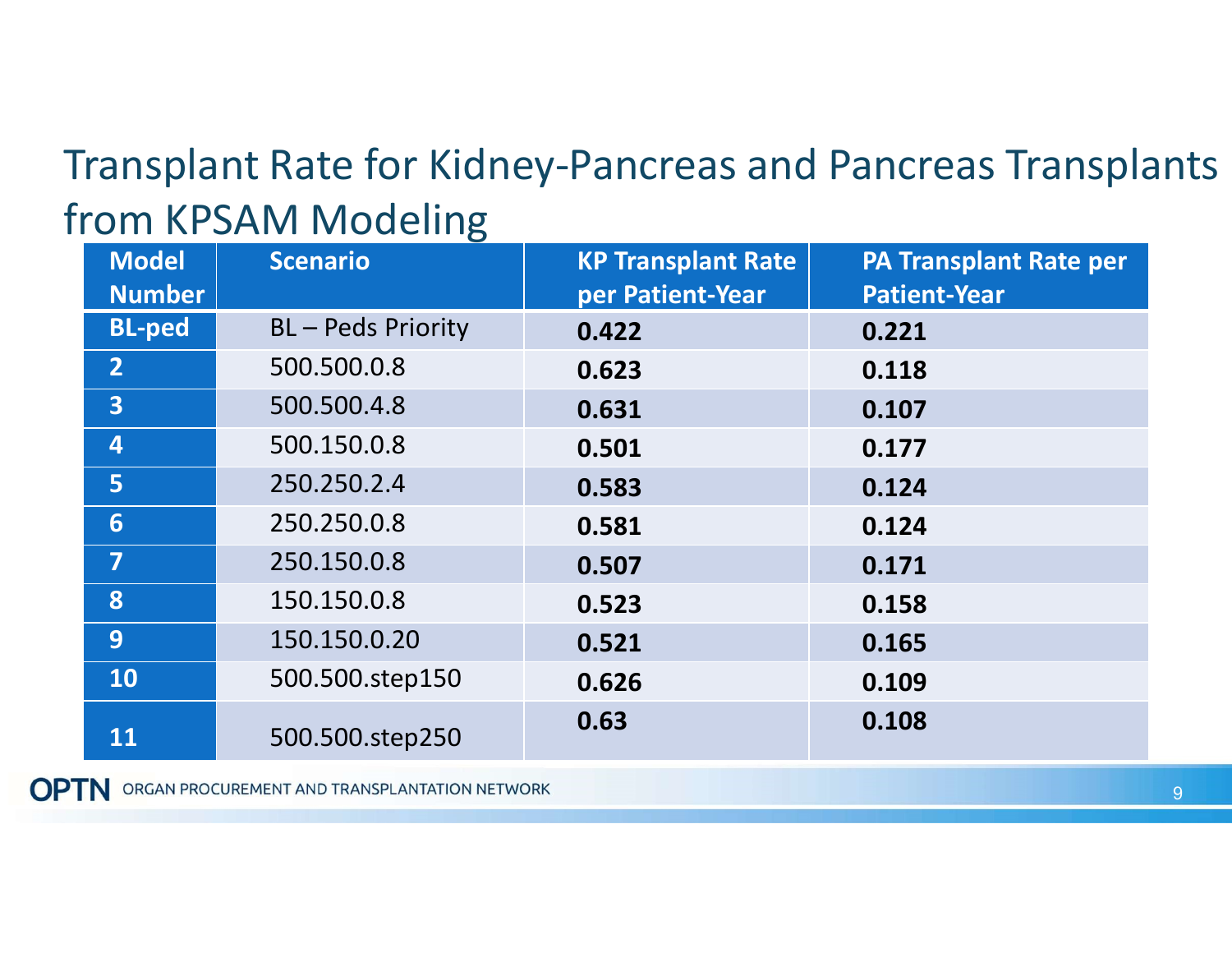# Transplant Rate for Kidney-Pancreas and Pancreas Transplants from KPSAM Modeling

| Model Number | Scenario | KP Transplant Rate per Patient-Year | PA Transplant Rate per Patient-Year |
|---|---|---|---|
| BL-ped | BL – Peds Priority | **0.422** | **0.221** |
| 2 | 500.500.0.8 | **0.623** | **0.118** |
| 3 | 500.500.4.8 | **0.631** | **0.107** |
| 4 | 500.150.0.8 | **0.501** | **0.177** |
| 5 | 250.250.2.4 | **0.583** | **0.124** |
| 6 | 250.250.0.8 | **0.581** | **0.124** |
| 7 | 250.150.0.8 | **0.507** | **0.171** |
| 8 | 150.150.0.8 | **0.523** | **0.158** |
| 9 | 150.150.0.20 | **0.521** | **0.165** |
| 10 | 500.500.step150 | **0.626** | **0.109** |
| 11 | 500.500.step250 | **0.63** | **0.108** |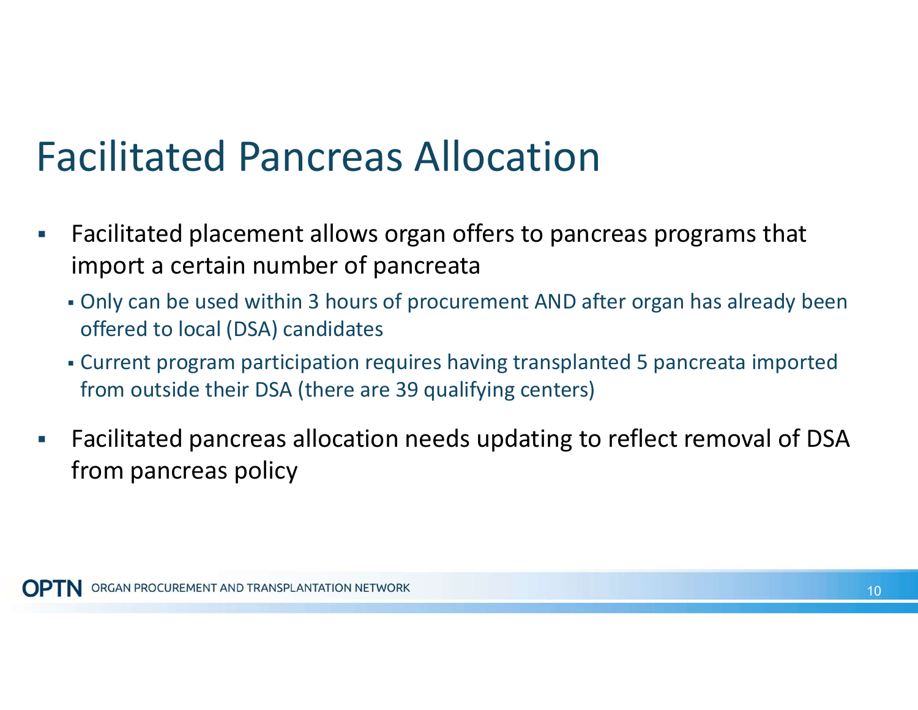# Facilitated Pancreas Allocation

- Facilitated placement allows organ offers to pancreas programs that import a certain number of pancreata
  - Only can be used within 3 hours of procurement AND after organ has already been offered to local (DSA) candidates
  - Current program participation requires having transplanted 5 pancreata imported from outside their DSA (there are 39 qualifying centers)
- Facilitated pancreas allocation needs updating to reflect removal of DSA from pancreas policy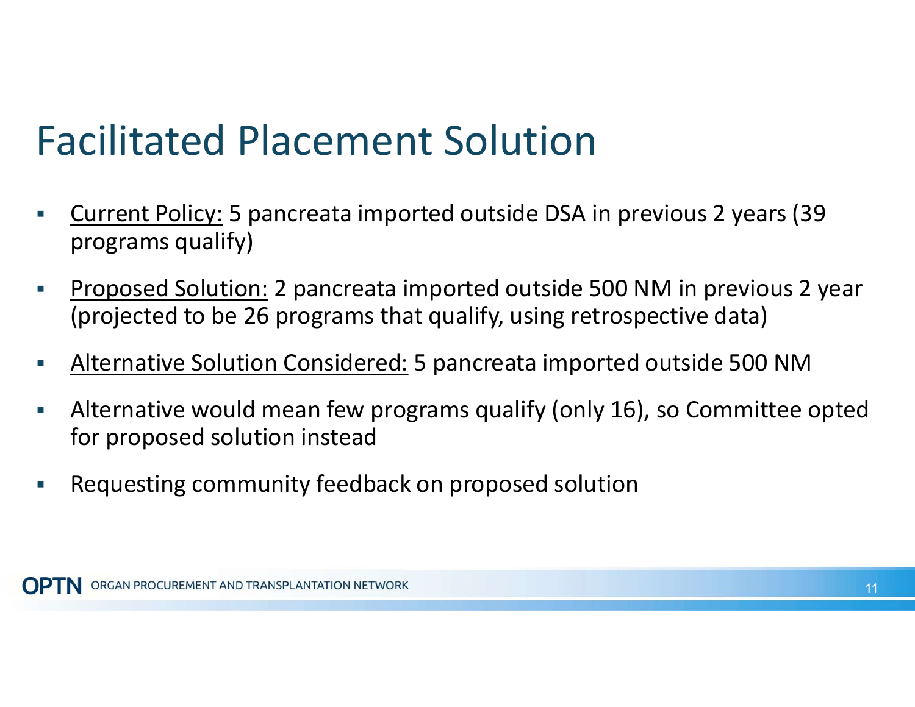# Facilitated Placement Solution

- Current Policy: 5 pancreata imported outside DSA in previous 2 years (39 programs qualify)
- Proposed Solution: 2 pancreata imported outside 500 NM in previous 2 year (projected to be 26 programs that qualify, using retrospective data)
- Alternative Solution Considered: 5 pancreata imported outside 500 NM
- Alternative would mean few programs qualify (only 16), so Committee opted for proposed solution instead
- Requesting community feedback on proposed solution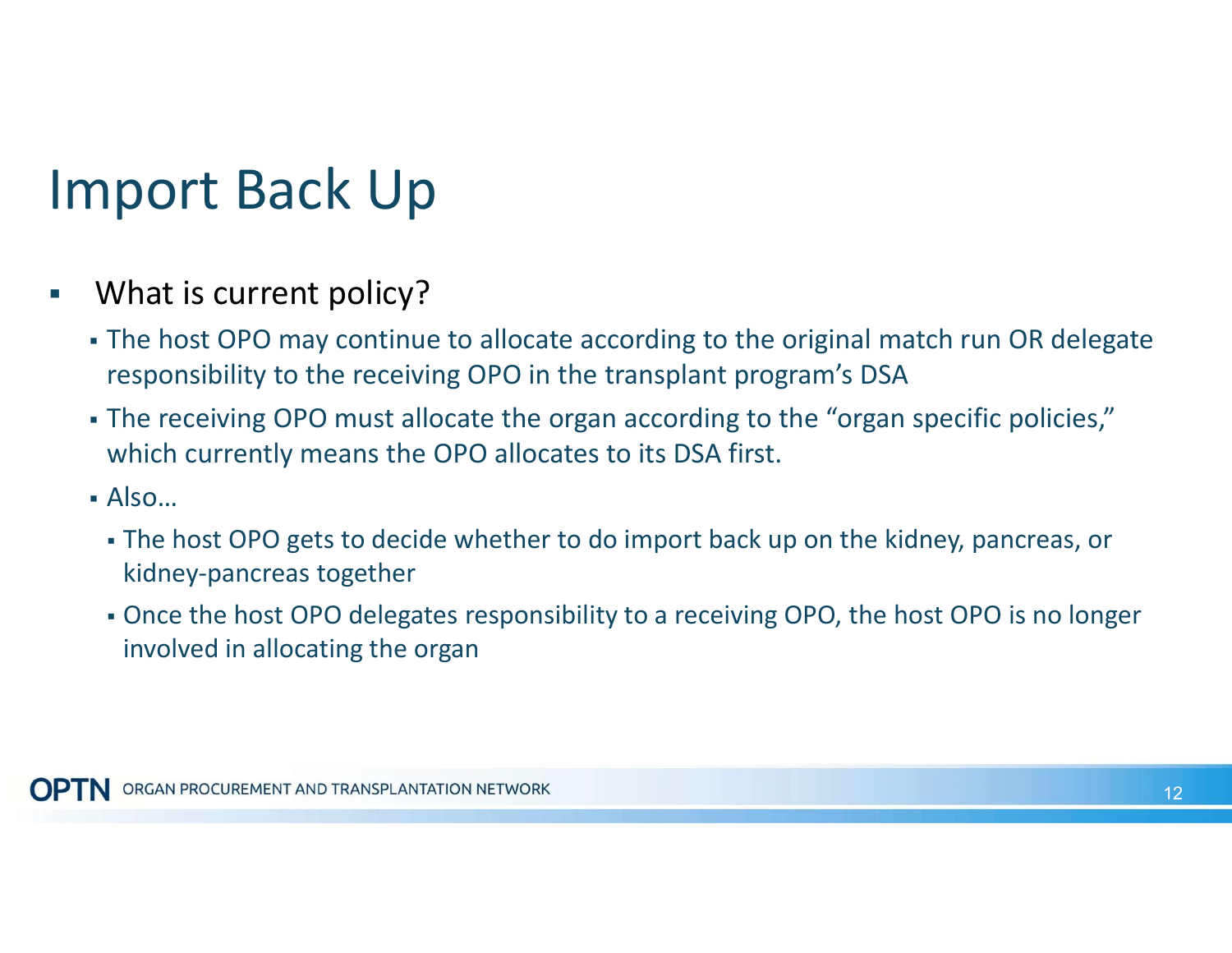# Import Back Up

- What is current policy?
  - The host OPO may continue to allocate according to the original match run OR delegate responsibility to the receiving OPO in the transplant program's DSA
  - The receiving OPO must allocate the organ according to the "organ specific policies," which currently means the OPO allocates to its DSA first.
  - Also…
    - The host OPO gets to decide whether to do import back up on the kidney, pancreas, or kidney-pancreas together
    - Once the host OPO delegates responsibility to a receiving OPO, the host OPO is no longer involved in allocating the organ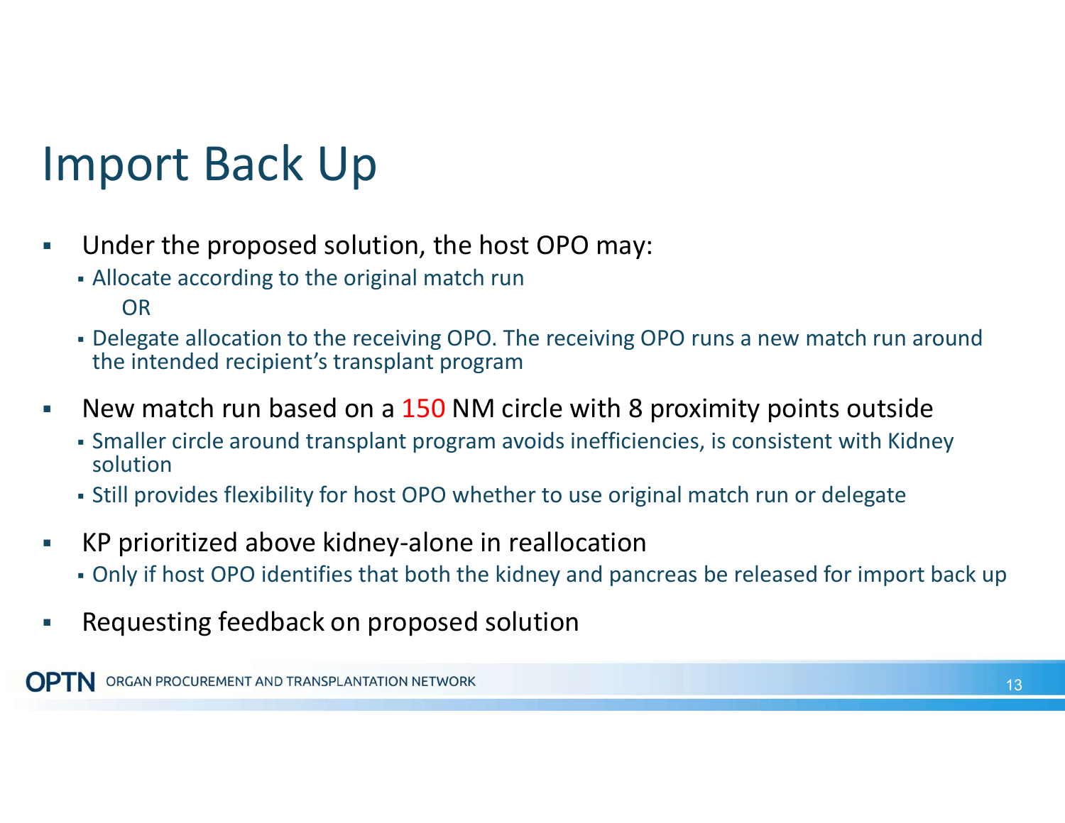# Import Back Up

- Under the proposed solution, the host OPO may:
  - Allocate according to the original match run

    OR
  - Delegate allocation to the receiving OPO. The receiving OPO runs a new match run around the intended recipient's transplant program
- New match run based on a 150 NM circle with 8 proximity points outside
  - Smaller circle around transplant program avoids inefficiencies, is consistent with Kidney solution
  - Still provides flexibility for host OPO whether to use original match run or delegate
- KP prioritized above kidney-alone in reallocation
  - Only if host OPO identifies that both the kidney and pancreas be released for import back up
- Requesting feedback on proposed solution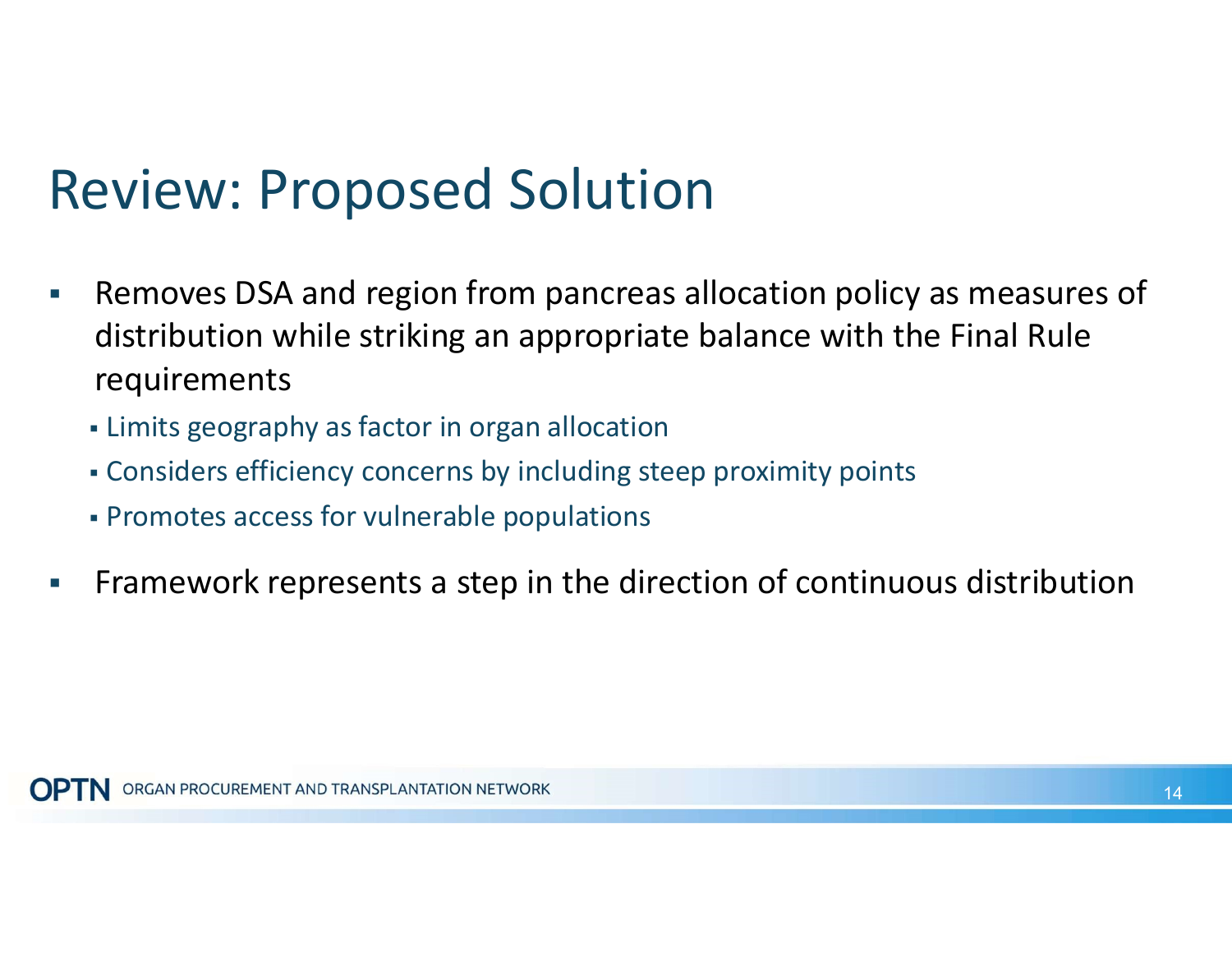# Review: Proposed Solution

- Removes DSA and region from pancreas allocation policy as measures of distribution while striking an appropriate balance with the Final Rule requirements
  - Limits geography as factor in organ allocation
  - Considers efficiency concerns by including steep proximity points
  - Promotes access for vulnerable populations
- Framework represents a step in the direction of continuous distribution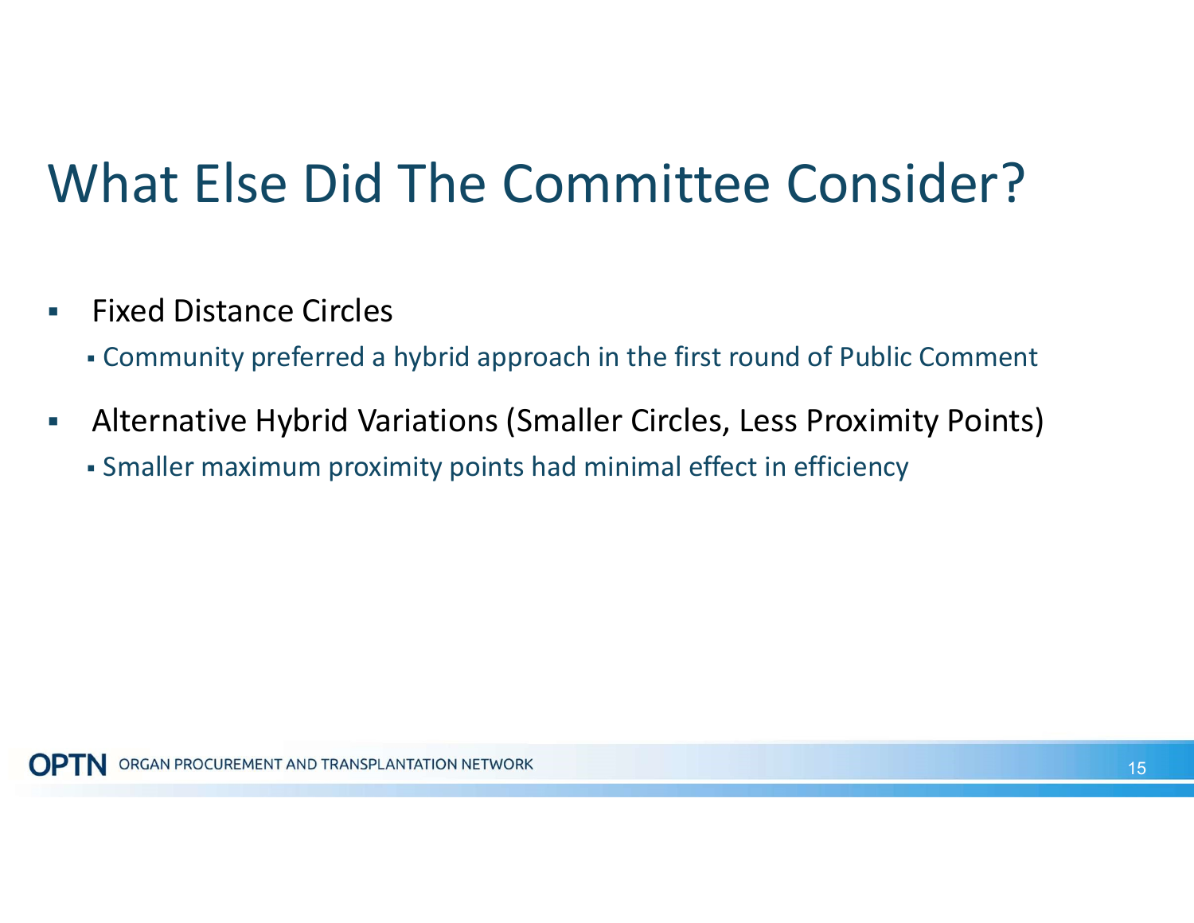# What Else Did The Committee Consider?

- Fixed Distance Circles
  - Community preferred a hybrid approach in the first round of Public Comment
- Alternative Hybrid Variations (Smaller Circles, Less Proximity Points)
  - Smaller maximum proximity points had minimal effect in efficiency